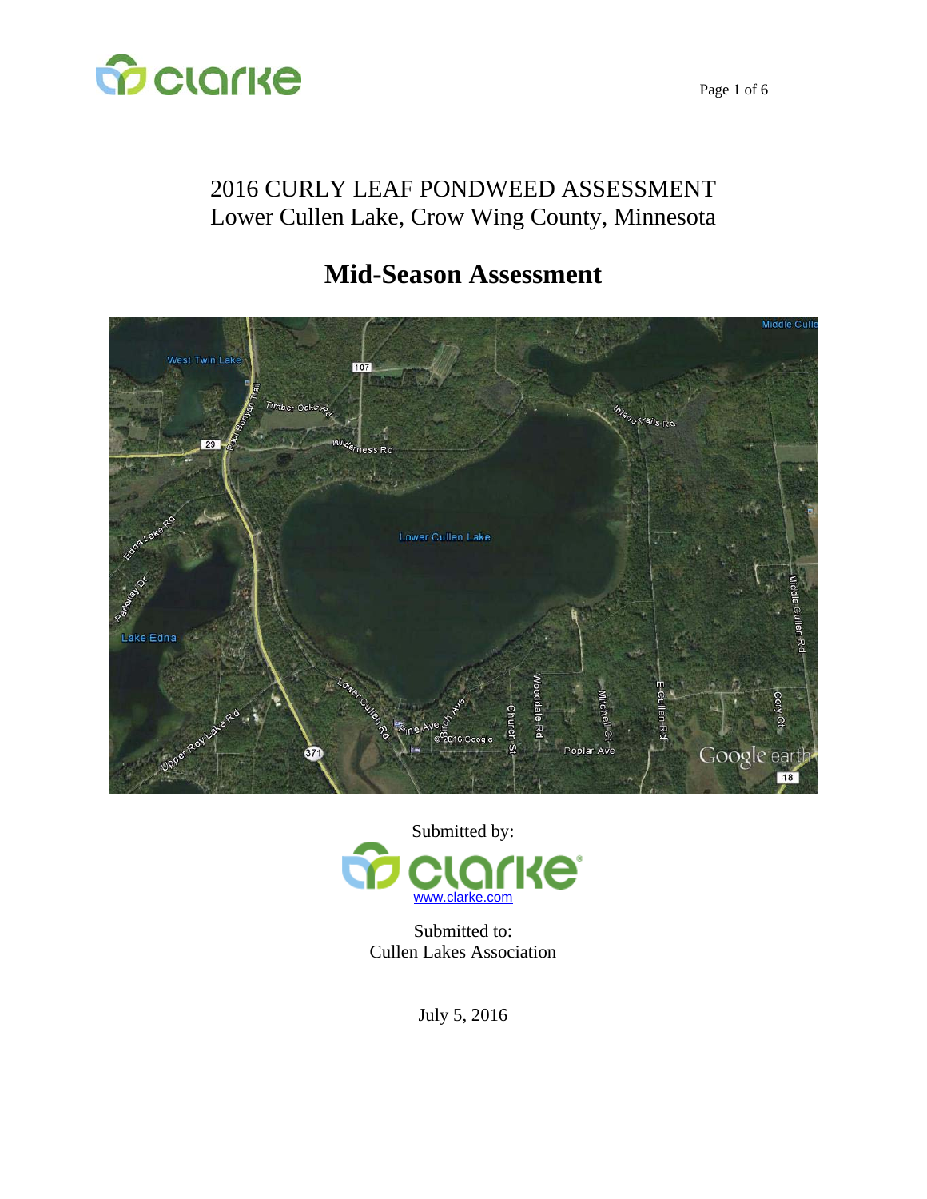2016 CURLY LEAF PONDWEED ASSESSMENT
Lower Cullen Lake, Crow Wing County, Minnesota

# Mid-Season Assessment

Submitted by:

www.clarke.com

Submitted to:
Cullen Lakes Association

July 5, 2016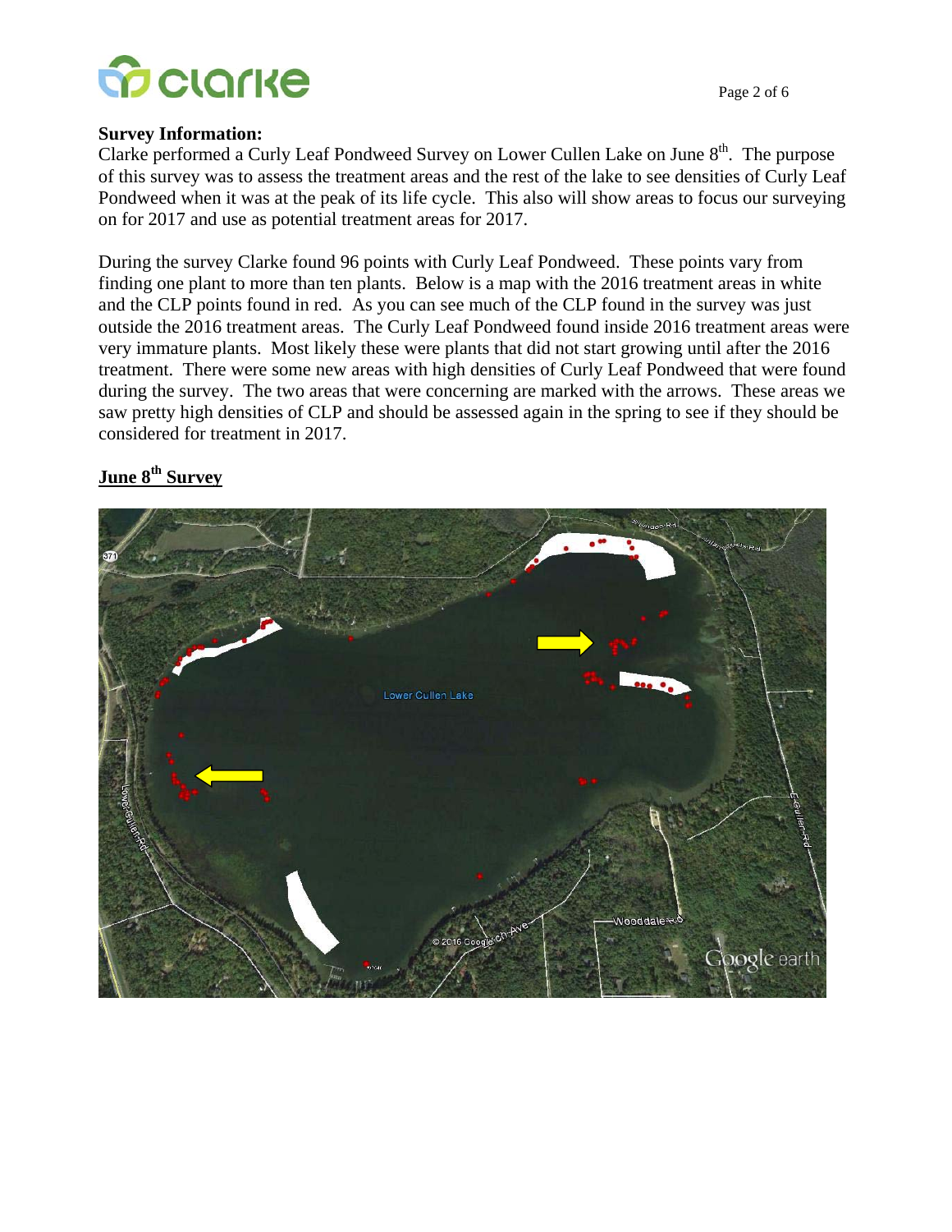**Survey Information:**
Clarke performed a Curly Leaf Pondweed Survey on Lower Cullen Lake on June 8th. The purpose of this survey was to assess the treatment areas and the rest of the lake to see densities of Curly Leaf Pondweed when it was at the peak of its life cycle. This also will show areas to focus our surveying on for 2017 and use as potential treatment areas for 2017.

During the survey Clarke found 96 points with Curly Leaf Pondweed. These points vary from finding one plant to more than ten plants. Below is a map with the 2016 treatment areas in white and the CLP points found in red. As you can see much of the CLP found in the survey was just outside the 2016 treatment areas. The Curly Leaf Pondweed found inside 2016 treatment areas were very immature plants. Most likely these were plants that did not start growing until after the 2016 treatment. There were some new areas with high densities of Curly Leaf Pondweed that were found during the survey. The two areas that were concerning are marked with the arrows. These areas we saw pretty high densities of CLP and should be assessed again in the spring to see if they should be considered for treatment in 2017.

## June 8th Survey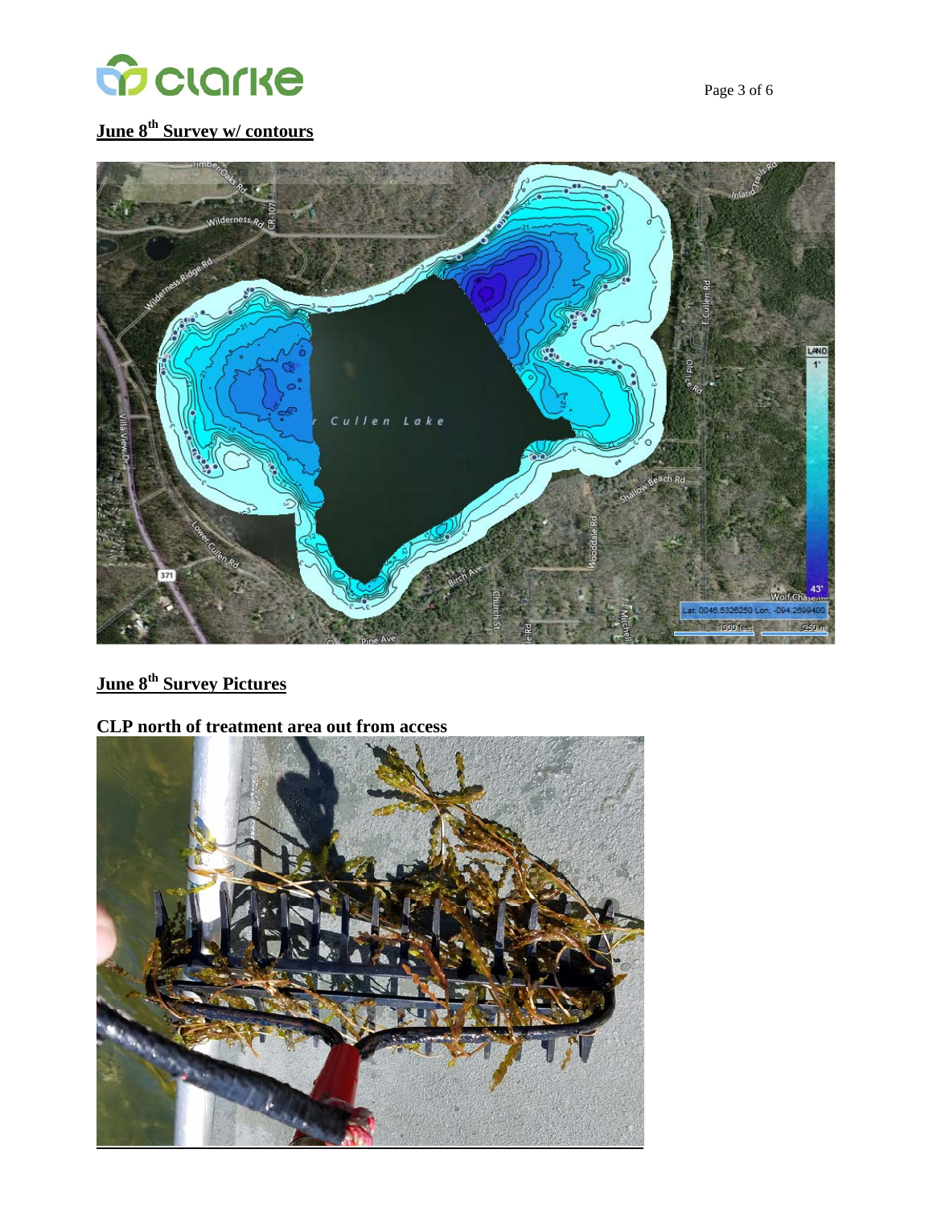## June 8th Survey w/ contours

## June 8th Survey Pictures

### CLP north of treatment area out from access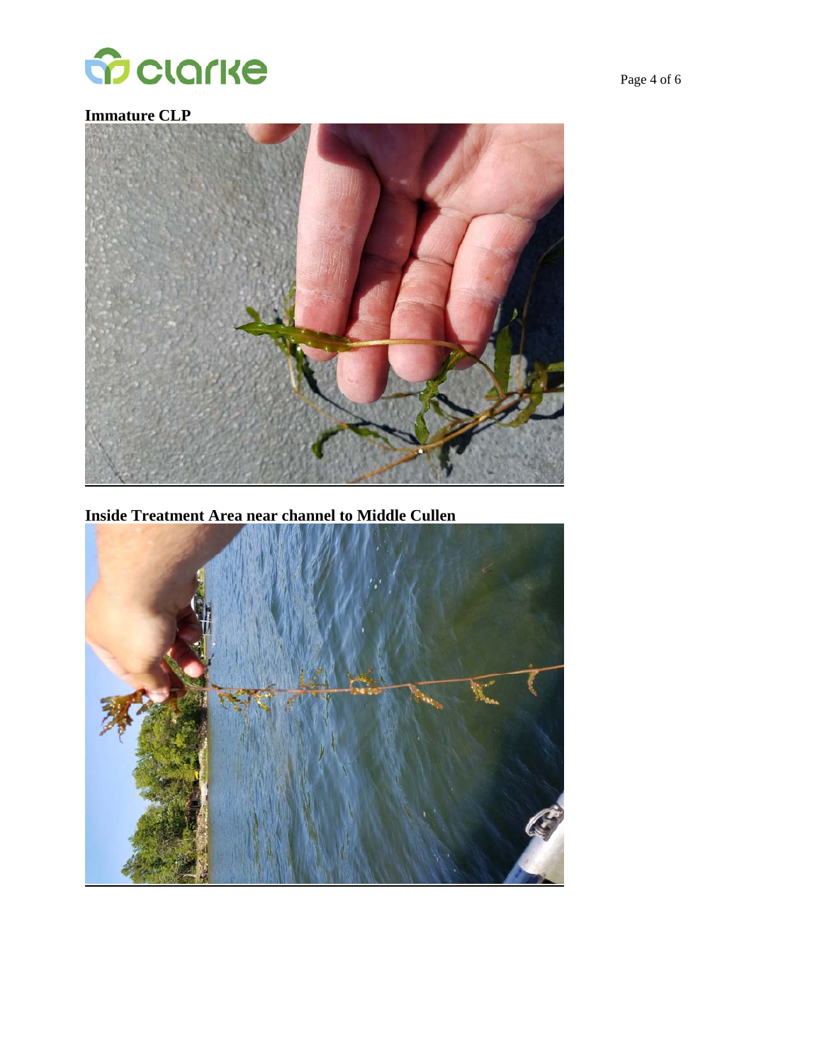**Immature CLP**

**Inside Treatment Area near channel to Middle Cullen**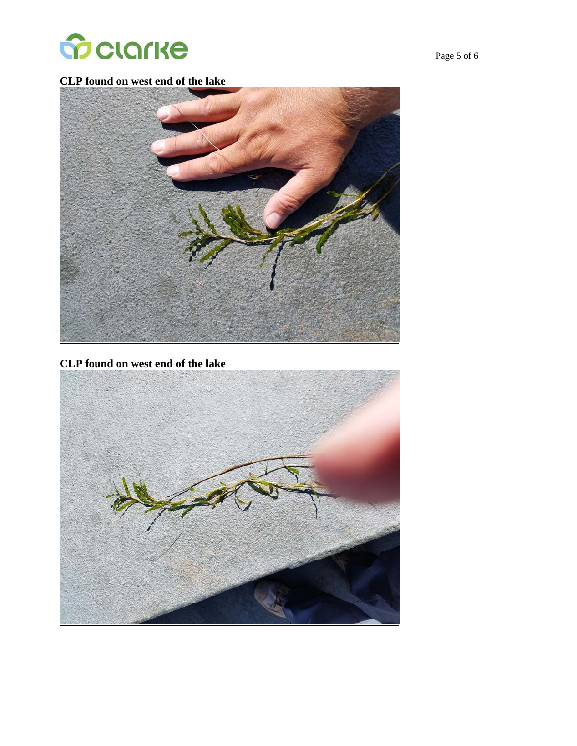**CLP found on west end of the lake**

**CLP found on west end of the lake**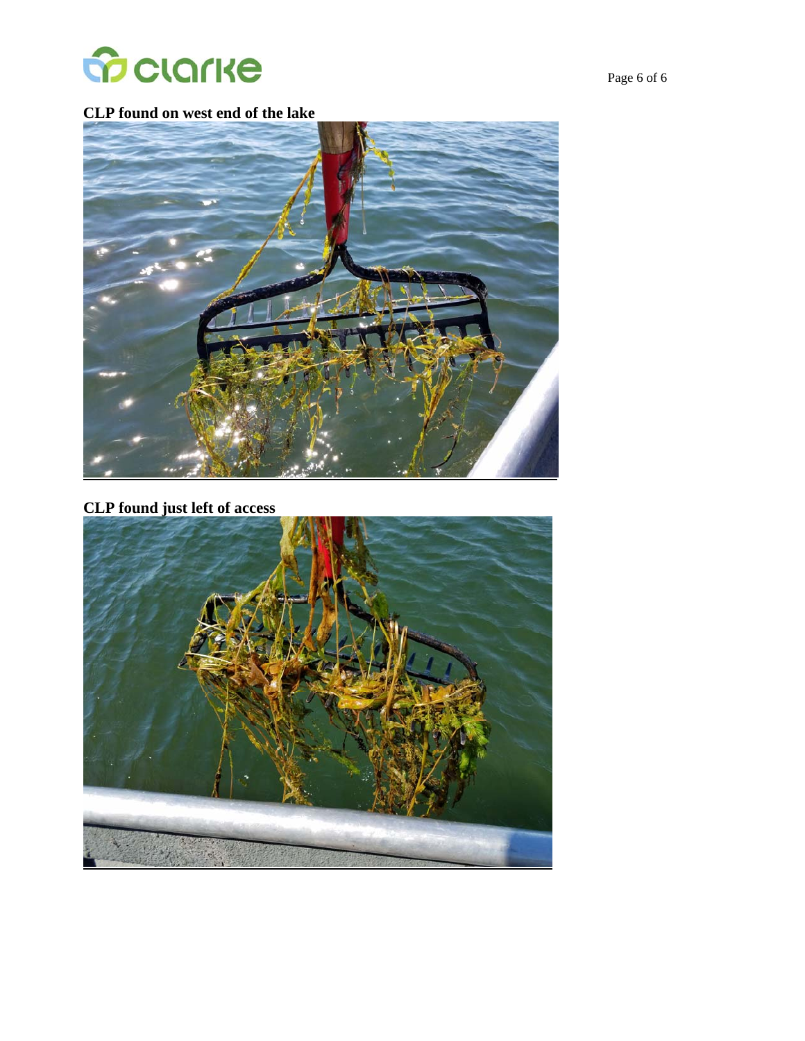**CLP found on west end of the lake**

**CLP found just left of access**